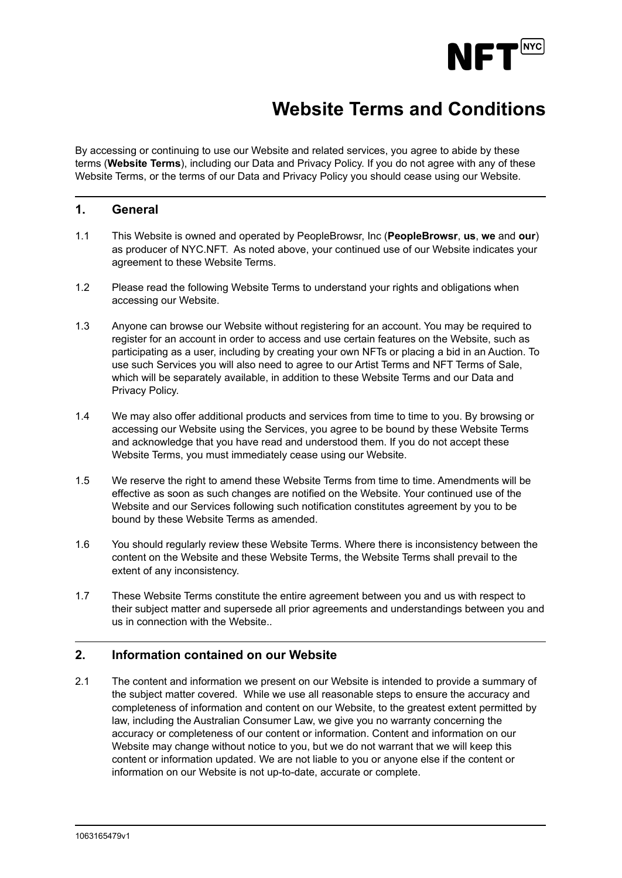NFT NYC

# Website Terms and Conditions

By accessing or continuing to use our Website and related services, you agree to abide by these terms (**Website Terms**), including our Data and Privacy Policy. If you do not agree with any of these Website Terms, or the terms of our Data and Privacy Policy you should cease using our Website.

## 1. General

1.1 This Website is owned and operated by PeopleBrowsr, Inc (**PeopleBrowsr**, **us**, **we** and **our**) as producer of NYC.NFT. As noted above, your continued use of our Website indicates your agreement to these Website Terms.

1.2 Please read the following Website Terms to understand your rights and obligations when accessing our Website.

1.3 Anyone can browse our Website without registering for an account. You may be required to register for an account in order to access and use certain features on the Website, such as participating as a user, including by creating your own NFTs or placing a bid in an Auction. To use such Services you will also need to agree to our Artist Terms and NFT Terms of Sale, which will be separately available, in addition to these Website Terms and our Data and Privacy Policy.

1.4 We may also offer additional products and services from time to time to you. By browsing or accessing our Website using the Services, you agree to be bound by these Website Terms and acknowledge that you have read and understood them. If you do not accept these Website Terms, you must immediately cease using our Website.

1.5 We reserve the right to amend these Website Terms from time to time. Amendments will be effective as soon as such changes are notified on the Website. Your continued use of the Website and our Services following such notification constitutes agreement by you to be bound by these Website Terms as amended.

1.6 You should regularly review these Website Terms. Where there is inconsistency between the content on the Website and these Website Terms, the Website Terms shall prevail to the extent of any inconsistency.

1.7 These Website Terms constitute the entire agreement between you and us with respect to their subject matter and supersede all prior agreements and understandings between you and us in connection with the Website..

## 2. Information contained on our Website

2.1 The content and information we present on our Website is intended to provide a summary of the subject matter covered. While we use all reasonable steps to ensure the accuracy and completeness of information and content on our Website, to the greatest extent permitted by law, including the Australian Consumer Law, we give you no warranty concerning the accuracy or completeness of our content or information. Content and information on our Website may change without notice to you, but we do not warrant that we will keep this content or information updated. We are not liable to you or anyone else if the content or information on our Website is not up-to-date, accurate or complete.

1063165479v1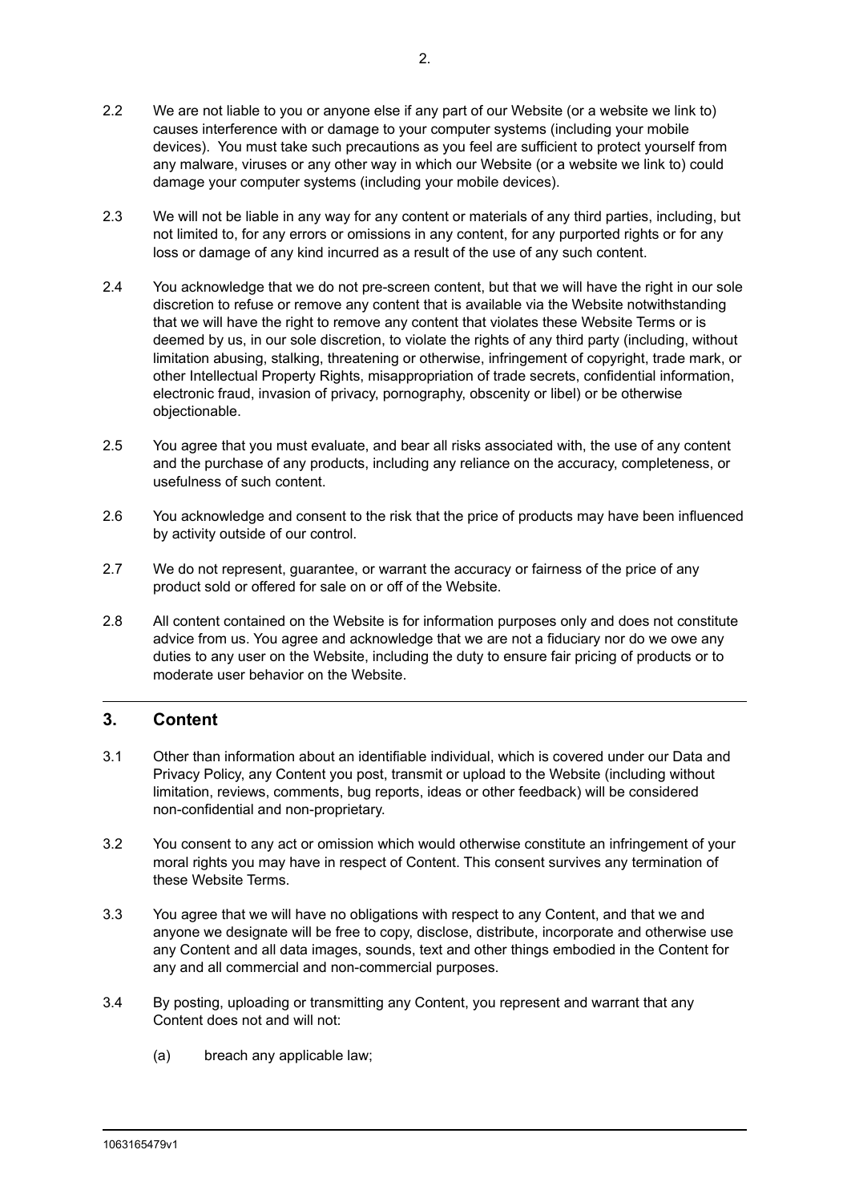2.2 We are not liable to you or anyone else if any part of our Website (or a website we link to) causes interference with or damage to your computer systems (including your mobile devices). You must take such precautions as you feel are sufficient to protect yourself from any malware, viruses or any other way in which our Website (or a website we link to) could damage your computer systems (including your mobile devices).

2.3 We will not be liable in any way for any content or materials of any third parties, including, but not limited to, for any errors or omissions in any content, for any purported rights or for any loss or damage of any kind incurred as a result of the use of any such content.

2.4 You acknowledge that we do not pre-screen content, but that we will have the right in our sole discretion to refuse or remove any content that is available via the Website notwithstanding that we will have the right to remove any content that violates these Website Terms or is deemed by us, in our sole discretion, to violate the rights of any third party (including, without limitation abusing, stalking, threatening or otherwise, infringement of copyright, trade mark, or other Intellectual Property Rights, misappropriation of trade secrets, confidential information, electronic fraud, invasion of privacy, pornography, obscenity or libel) or be otherwise objectionable.

2.5 You agree that you must evaluate, and bear all risks associated with, the use of any content and the purchase of any products, including any reliance on the accuracy, completeness, or usefulness of such content.

2.6 You acknowledge and consent to the risk that the price of products may have been influenced by activity outside of our control.

2.7 We do not represent, guarantee, or warrant the accuracy or fairness of the price of any product sold or offered for sale on or off of the Website.

2.8 All content contained on the Website is for information purposes only and does not constitute advice from us. You agree and acknowledge that we are not a fiduciary nor do we owe any duties to any user on the Website, including the duty to ensure fair pricing of products or to moderate user behavior on the Website.

## 3. Content

3.1 Other than information about an identifiable individual, which is covered under our Data and Privacy Policy, any Content you post, transmit or upload to the Website (including without limitation, reviews, comments, bug reports, ideas or other feedback) will be considered non-confidential and non-proprietary.

3.2 You consent to any act or omission which would otherwise constitute an infringement of your moral rights you may have in respect of Content. This consent survives any termination of these Website Terms.

3.3 You agree that we will have no obligations with respect to any Content, and that we and anyone we designate will be free to copy, disclose, distribute, incorporate and otherwise use any Content and all data images, sounds, text and other things embodied in the Content for any and all commercial and non-commercial purposes.

3.4 By posting, uploading or transmitting any Content, you represent and warrant that any Content does not and will not:

(a) breach any applicable law;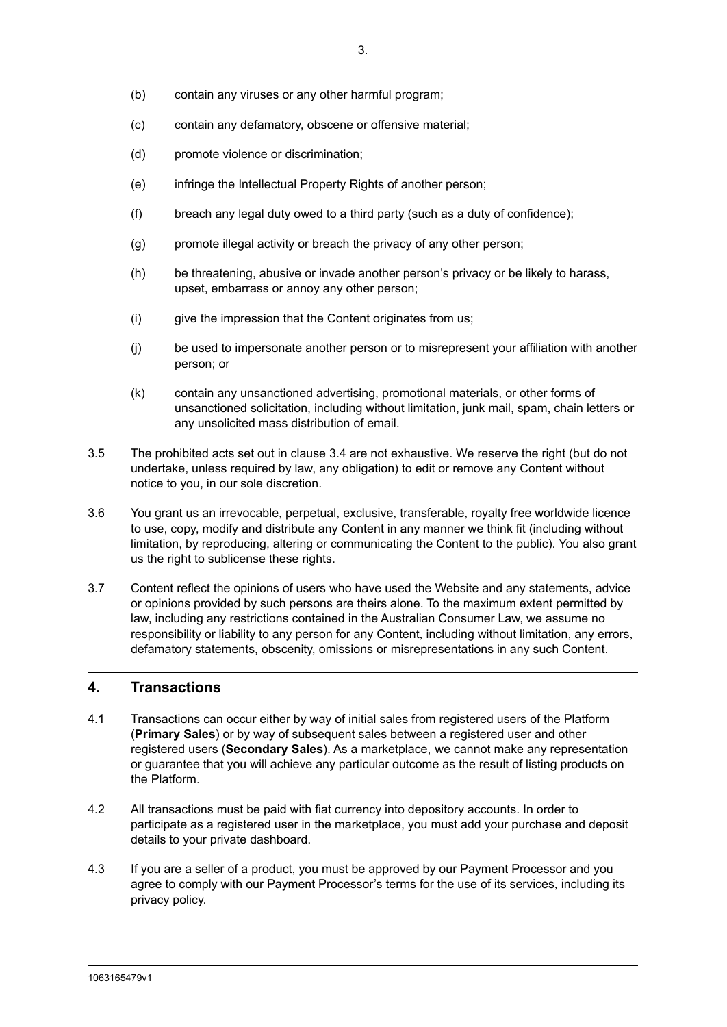(b) contain any viruses or any other harmful program;

(c) contain any defamatory, obscene or offensive material;

(d) promote violence or discrimination;

(e) infringe the Intellectual Property Rights of another person;

(f) breach any legal duty owed to a third party (such as a duty of confidence);

(g) promote illegal activity or breach the privacy of any other person;

(h) be threatening, abusive or invade another person's privacy or be likely to harass, upset, embarrass or annoy any other person;

(i) give the impression that the Content originates from us;

(j) be used to impersonate another person or to misrepresent your affiliation with another person; or

(k) contain any unsanctioned advertising, promotional materials, or other forms of unsanctioned solicitation, including without limitation, junk mail, spam, chain letters or any unsolicited mass distribution of email.

3.5 The prohibited acts set out in clause 3.4 are not exhaustive. We reserve the right (but do not undertake, unless required by law, any obligation) to edit or remove any Content without notice to you, in our sole discretion.

3.6 You grant us an irrevocable, perpetual, exclusive, transferable, royalty free worldwide licence to use, copy, modify and distribute any Content in any manner we think fit (including without limitation, by reproducing, altering or communicating the Content to the public). You also grant us the right to sublicense these rights.

3.7 Content reflect the opinions of users who have used the Website and any statements, advice or opinions provided by such persons are theirs alone. To the maximum extent permitted by law, including any restrictions contained in the Australian Consumer Law, we assume no responsibility or liability to any person for any Content, including without limitation, any errors, defamatory statements, obscenity, omissions or misrepresentations in any such Content.

## 4. Transactions

4.1 Transactions can occur either by way of initial sales from registered users of the Platform (**Primary Sales**) or by way of subsequent sales between a registered user and other registered users (**Secondary Sales**). As a marketplace, we cannot make any representation or guarantee that you will achieve any particular outcome as the result of listing products on the Platform.

4.2 All transactions must be paid with fiat currency into depository accounts. In order to participate as a registered user in the marketplace, you must add your purchase and deposit details to your private dashboard.

4.3 If you are a seller of a product, you must be approved by our Payment Processor and you agree to comply with our Payment Processor's terms for the use of its services, including its privacy policy.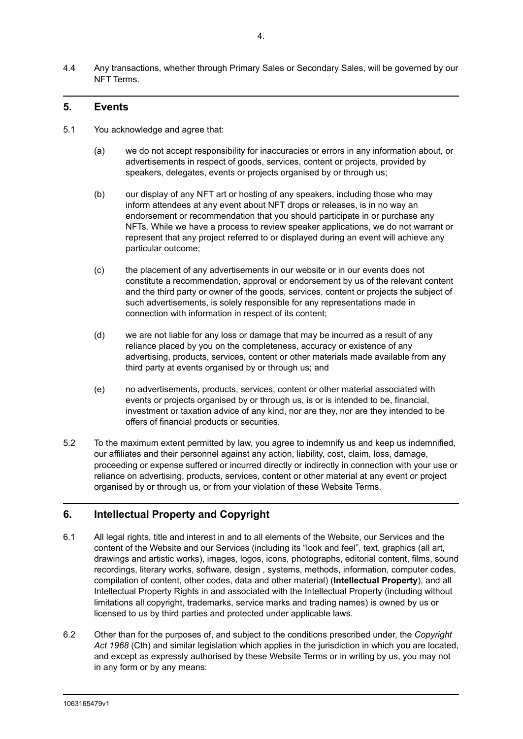4.4 Any transactions, whether through Primary Sales or Secondary Sales, will be governed by our NFT Terms.

## 5. Events

5.1 You acknowledge and agree that:

(a) we do not accept responsibility for inaccuracies or errors in any information about, or advertisements in respect of goods, services, content or projects, provided by speakers, delegates, events or projects organised by or through us;

(b) our display of any NFT art or hosting of any speakers, including those who may inform attendees at any event about NFT drops or releases, is in no way an endorsement or recommendation that you should participate in or purchase any NFTs. While we have a process to review speaker applications, we do not warrant or represent that any project referred to or displayed during an event will achieve any particular outcome;

(c) the placement of any advertisements in our website or in our events does not constitute a recommendation, approval or endorsement by us of the relevant content and the third party or owner of the goods, services, content or projects the subject of such advertisements, is solely responsible for any representations made in connection with information in respect of its content;

(d) we are not liable for any loss or damage that may be incurred as a result of any reliance placed by you on the completeness, accuracy or existence of any advertising, products, services, content or other materials made available from any third party at events organised by or through us; and

(e) no advertisements, products, services, content or other material associated with events or projects organised by or through us, is or is intended to be, financial, investment or taxation advice of any kind, nor are they, nor are they intended to be offers of financial products or securities.

5.2 To the maximum extent permitted by law, you agree to indemnify us and keep us indemnified, our affiliates and their personnel against any action, liability, cost, claim, loss, damage, proceeding or expense suffered or incurred directly or indirectly in connection with your use or reliance on advertising, products, services, content or other material at any event or project organised by or through us, or from your violation of these Website Terms.

## 6. Intellectual Property and Copyright

6.1 All legal rights, title and interest in and to all elements of the Website, our Services and the content of the Website and our Services (including its "look and feel", text, graphics (all art, drawings and artistic works), images, logos, icons, photographs, editorial content, films, sound recordings, literary works, software, design , systems, methods, information, computer codes, compilation of content, other codes, data and other material) (**Intellectual Property**), and all Intellectual Property Rights in and associated with the Intellectual Property (including without limitations all copyright, trademarks, service marks and trading names) is owned by us or licensed to us by third parties and protected under applicable laws.

6.2 Other than for the purposes of, and subject to the conditions prescribed under, the *Copyright Act 1968* (Cth) and similar legislation which applies in the jurisdiction in which you are located, and except as expressly authorised by these Website Terms or in writing by us, you may not in any form or by any means: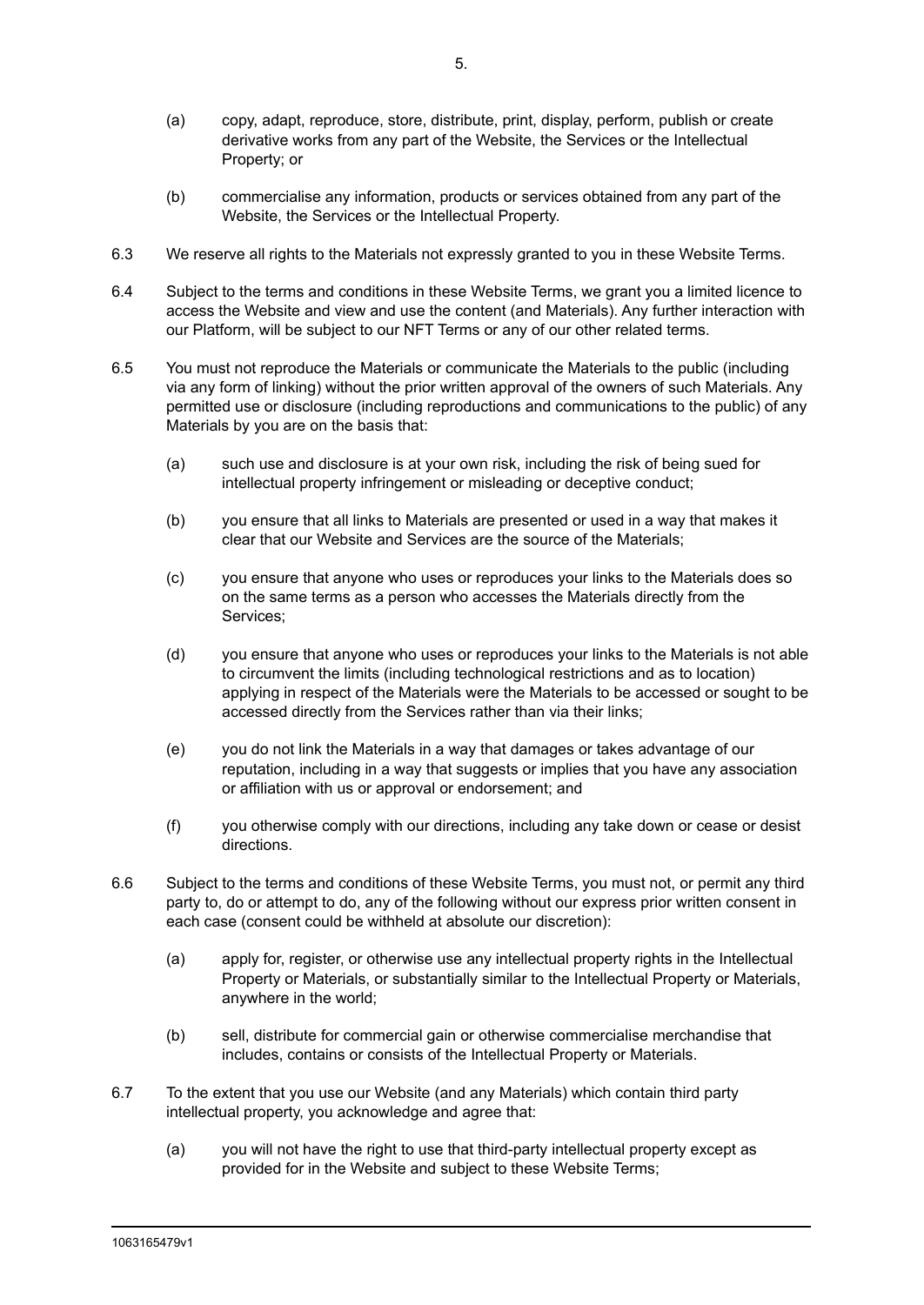(a) copy, adapt, reproduce, store, distribute, print, display, perform, publish or create derivative works from any part of the Website, the Services or the Intellectual Property; or

(b) commercialise any information, products or services obtained from any part of the Website, the Services or the Intellectual Property.

6.3 We reserve all rights to the Materials not expressly granted to you in these Website Terms.

6.4 Subject to the terms and conditions in these Website Terms, we grant you a limited licence to access the Website and view and use the content (and Materials). Any further interaction with our Platform, will be subject to our NFT Terms or any of our other related terms.

6.5 You must not reproduce the Materials or communicate the Materials to the public (including via any form of linking) without the prior written approval of the owners of such Materials. Any permitted use or disclosure (including reproductions and communications to the public) of any Materials by you are on the basis that:

(a) such use and disclosure is at your own risk, including the risk of being sued for intellectual property infringement or misleading or deceptive conduct;

(b) you ensure that all links to Materials are presented or used in a way that makes it clear that our Website and Services are the source of the Materials;

(c) you ensure that anyone who uses or reproduces your links to the Materials does so on the same terms as a person who accesses the Materials directly from the Services;

(d) you ensure that anyone who uses or reproduces your links to the Materials is not able to circumvent the limits (including technological restrictions and as to location) applying in respect of the Materials were the Materials to be accessed or sought to be accessed directly from the Services rather than via their links;

(e) you do not link the Materials in a way that damages or takes advantage of our reputation, including in a way that suggests or implies that you have any association or affiliation with us or approval or endorsement; and

(f) you otherwise comply with our directions, including any take down or cease or desist directions.

6.6 Subject to the terms and conditions of these Website Terms, you must not, or permit any third party to, do or attempt to do, any of the following without our express prior written consent in each case (consent could be withheld at absolute our discretion):

(a) apply for, register, or otherwise use any intellectual property rights in the Intellectual Property or Materials, or substantially similar to the Intellectual Property or Materials, anywhere in the world;

(b) sell, distribute for commercial gain or otherwise commercialise merchandise that includes, contains or consists of the Intellectual Property or Materials.

6.7 To the extent that you use our Website (and any Materials) which contain third party intellectual property, you acknowledge and agree that:

(a) you will not have the right to use that third-party intellectual property except as provided for in the Website and subject to these Website Terms;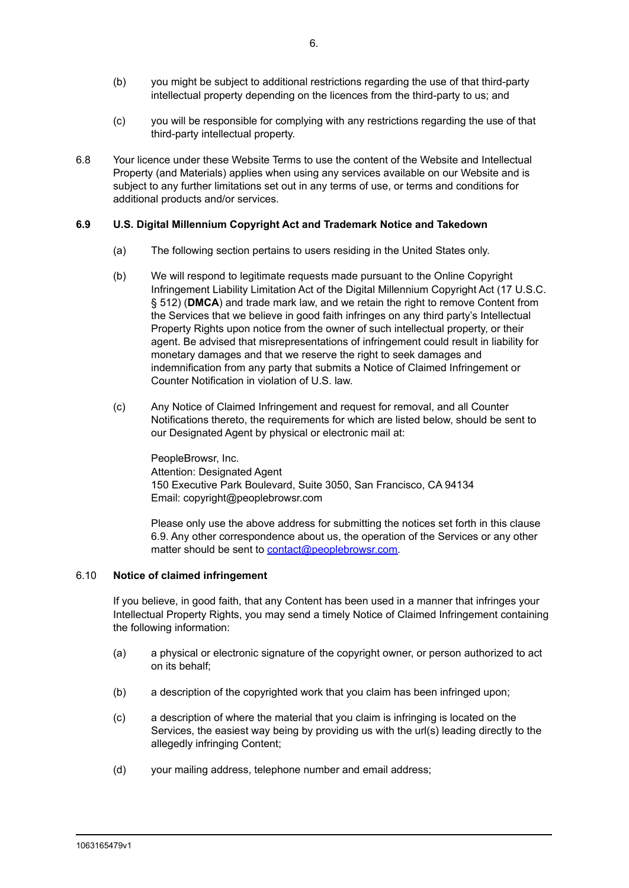(b) you might be subject to additional restrictions regarding the use of that third-party intellectual property depending on the licences from the third-party to us; and

(c) you will be responsible for complying with any restrictions regarding the use of that third-party intellectual property.

6.8 Your licence under these Website Terms to use the content of the Website and Intellectual Property (and Materials) applies when using any services available on our Website and is subject to any further limitations set out in any terms of use, or terms and conditions for additional products and/or services.

**6.9 U.S. Digital Millennium Copyright Act and Trademark Notice and Takedown**

(a) The following section pertains to users residing in the United States only.

(b) We will respond to legitimate requests made pursuant to the Online Copyright Infringement Liability Limitation Act of the Digital Millennium Copyright Act (17 U.S.C. § 512) (**DMCA**) and trade mark law, and we retain the right to remove Content from the Services that we believe in good faith infringes on any third party's Intellectual Property Rights upon notice from the owner of such intellectual property, or their agent. Be advised that misrepresentations of infringement could result in liability for monetary damages and that we reserve the right to seek damages and indemnification from any party that submits a Notice of Claimed Infringement or Counter Notification in violation of U.S. law.

(c) Any Notice of Claimed Infringement and request for removal, and all Counter Notifications thereto, the requirements for which are listed below, should be sent to our Designated Agent by physical or electronic mail at:

PeopleBrowsr, Inc.
Attention: Designated Agent
150 Executive Park Boulevard, Suite 3050, San Francisco, CA 94134
Email: copyright@peoplebrowsr.com

Please only use the above address for submitting the notices set forth in this clause 6.9. Any other correspondence about us, the operation of the Services or any other matter should be sent to contact@peoplebrowsr.com.

6.10 **Notice of claimed infringement**

If you believe, in good faith, that any Content has been used in a manner that infringes your Intellectual Property Rights, you may send a timely Notice of Claimed Infringement containing the following information:

(a) a physical or electronic signature of the copyright owner, or person authorized to act on its behalf;

(b) a description of the copyrighted work that you claim has been infringed upon;

(c) a description of where the material that you claim is infringing is located on the Services, the easiest way being by providing us with the url(s) leading directly to the allegedly infringing Content;

(d) your mailing address, telephone number and email address;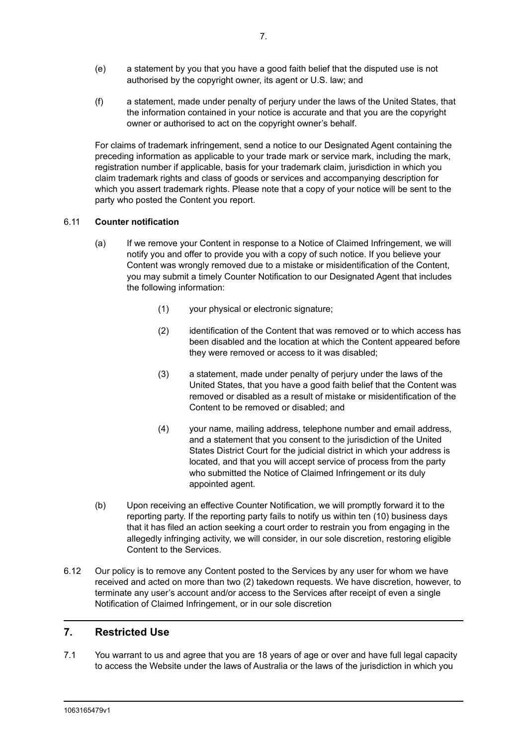(e) a statement by you that you have a good faith belief that the disputed use is not authorised by the copyright owner, its agent or U.S. law; and

(f) a statement, made under penalty of perjury under the laws of the United States, that the information contained in your notice is accurate and that you are the copyright owner or authorised to act on the copyright owner's behalf.

For claims of trademark infringement, send a notice to our Designated Agent containing the preceding information as applicable to your trade mark or service mark, including the mark, registration number if applicable, basis for your trademark claim, jurisdiction in which you claim trademark rights and class of goods or services and accompanying description for which you assert trademark rights. Please note that a copy of your notice will be sent to the party who posted the Content you report.

6.11 **Counter notification**

(a) If we remove your Content in response to a Notice of Claimed Infringement, we will notify you and offer to provide you with a copy of such notice. If you believe your Content was wrongly removed due to a mistake or misidentification of the Content, you may submit a timely Counter Notification to our Designated Agent that includes the following information:

(1) your physical or electronic signature;

(2) identification of the Content that was removed or to which access has been disabled and the location at which the Content appeared before they were removed or access to it was disabled;

(3) a statement, made under penalty of perjury under the laws of the United States, that you have a good faith belief that the Content was removed or disabled as a result of mistake or misidentification of the Content to be removed or disabled; and

(4) your name, mailing address, telephone number and email address, and a statement that you consent to the jurisdiction of the United States District Court for the judicial district in which your address is located, and that you will accept service of process from the party who submitted the Notice of Claimed Infringement or its duly appointed agent.

(b) Upon receiving an effective Counter Notification, we will promptly forward it to the reporting party. If the reporting party fails to notify us within ten (10) business days that it has filed an action seeking a court order to restrain you from engaging in the allegedly infringing activity, we will consider, in our sole discretion, restoring eligible Content to the Services.

6.12 Our policy is to remove any Content posted to the Services by any user for whom we have received and acted on more than two (2) takedown requests. We have discretion, however, to terminate any user's account and/or access to the Services after receipt of even a single Notification of Claimed Infringement, or in our sole discretion

## 7. Restricted Use

7.1 You warrant to us and agree that you are 18 years of age or over and have full legal capacity to access the Website under the laws of Australia or the laws of the jurisdiction in which you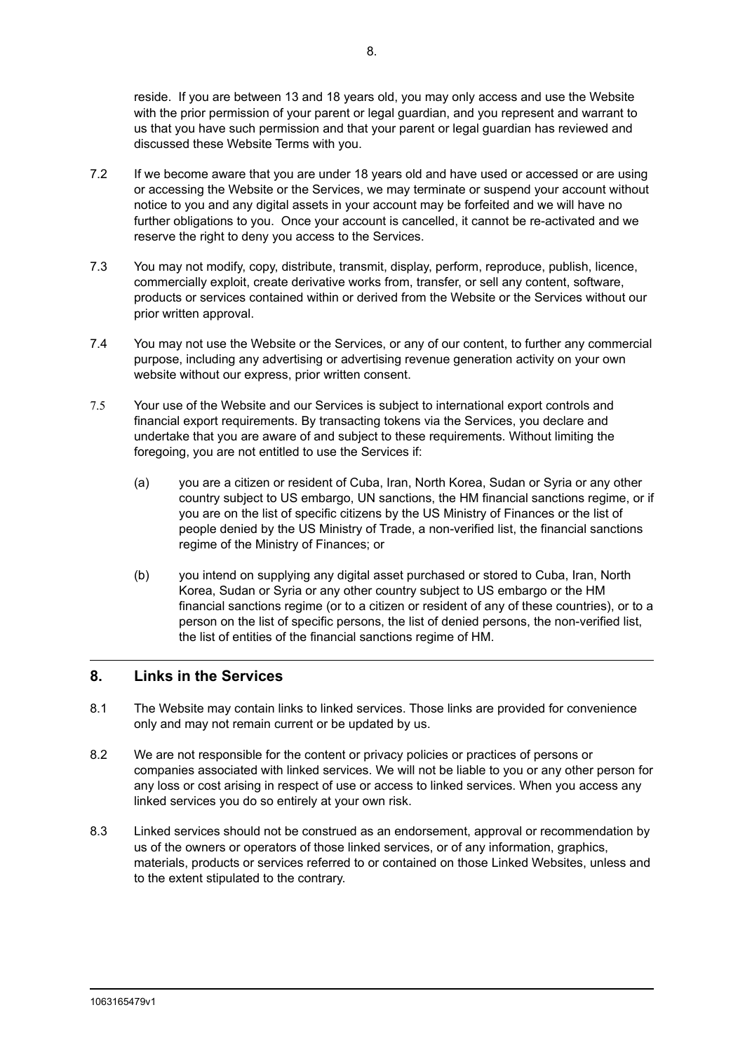reside. If you are between 13 and 18 years old, you may only access and use the Website with the prior permission of your parent or legal guardian, and you represent and warrant to us that you have such permission and that your parent or legal guardian has reviewed and discussed these Website Terms with you.

7.2 If we become aware that you are under 18 years old and have used or accessed or are using or accessing the Website or the Services, we may terminate or suspend your account without notice to you and any digital assets in your account may be forfeited and we will have no further obligations to you. Once your account is cancelled, it cannot be re-activated and we reserve the right to deny you access to the Services.

7.3 You may not modify, copy, distribute, transmit, display, perform, reproduce, publish, licence, commercially exploit, create derivative works from, transfer, or sell any content, software, products or services contained within or derived from the Website or the Services without our prior written approval.

7.4 You may not use the Website or the Services, or any of our content, to further any commercial purpose, including any advertising or advertising revenue generation activity on your own website without our express, prior written consent.

7.5 Your use of the Website and our Services is subject to international export controls and financial export requirements. By transacting tokens via the Services, you declare and undertake that you are aware of and subject to these requirements. Without limiting the foregoing, you are not entitled to use the Services if:

(a) you are a citizen or resident of Cuba, Iran, North Korea, Sudan or Syria or any other country subject to US embargo, UN sanctions, the HM financial sanctions regime, or if you are on the list of specific citizens by the US Ministry of Finances or the list of people denied by the US Ministry of Trade, a non-verified list, the financial sanctions regime of the Ministry of Finances; or

(b) you intend on supplying any digital asset purchased or stored to Cuba, Iran, North Korea, Sudan or Syria or any other country subject to US embargo or the HM financial sanctions regime (or to a citizen or resident of any of these countries), or to a person on the list of specific persons, the list of denied persons, the non-verified list, the list of entities of the financial sanctions regime of HM.

## 8. Links in the Services

8.1 The Website may contain links to linked services. Those links are provided for convenience only and may not remain current or be updated by us.

8.2 We are not responsible for the content or privacy policies or practices of persons or companies associated with linked services. We will not be liable to you or any other person for any loss or cost arising in respect of use or access to linked services. When you access any linked services you do so entirely at your own risk.

8.3 Linked services should not be construed as an endorsement, approval or recommendation by us of the owners or operators of those linked services, or of any information, graphics, materials, products or services referred to or contained on those Linked Websites, unless and to the extent stipulated to the contrary.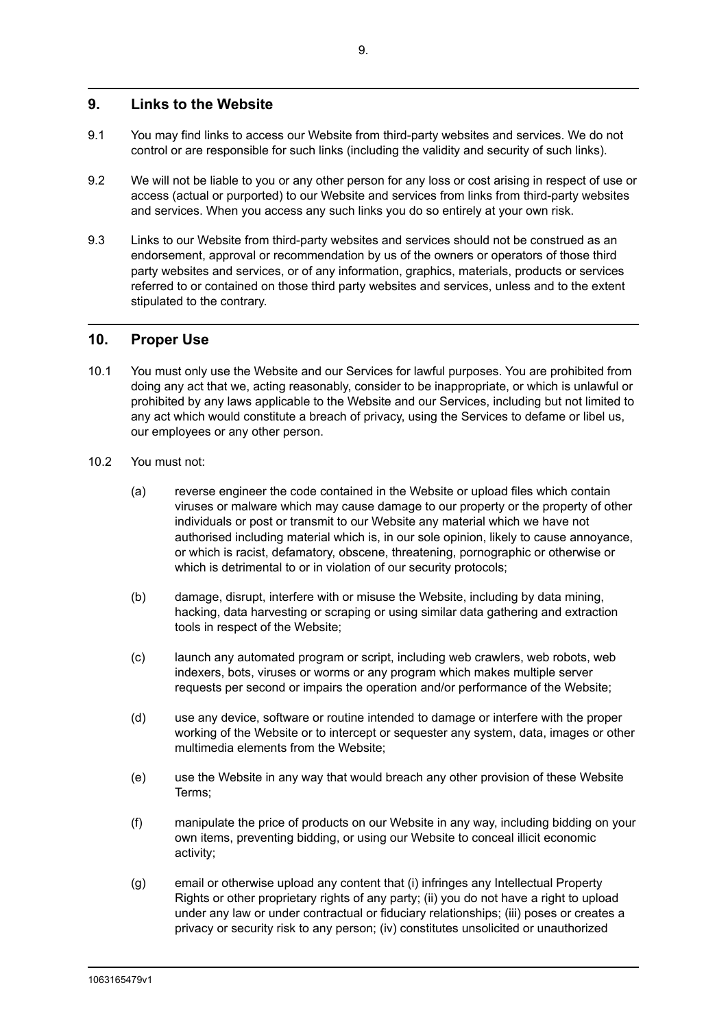## 9. Links to the Website

9.1 You may find links to access our Website from third-party websites and services. We do not control or are responsible for such links (including the validity and security of such links).

9.2 We will not be liable to you or any other person for any loss or cost arising in respect of use or access (actual or purported) to our Website and services from links from third-party websites and services. When you access any such links you do so entirely at your own risk.

9.3 Links to our Website from third-party websites and services should not be construed as an endorsement, approval or recommendation by us of the owners or operators of those third party websites and services, or of any information, graphics, materials, products or services referred to or contained on those third party websites and services, unless and to the extent stipulated to the contrary.

## 10. Proper Use

10.1 You must only use the Website and our Services for lawful purposes. You are prohibited from doing any act that we, acting reasonably, consider to be inappropriate, or which is unlawful or prohibited by any laws applicable to the Website and our Services, including but not limited to any act which would constitute a breach of privacy, using the Services to defame or libel us, our employees or any other person.

10.2 You must not:

(a) reverse engineer the code contained in the Website or upload files which contain viruses or malware which may cause damage to our property or the property of other individuals or post or transmit to our Website any material which we have not authorised including material which is, in our sole opinion, likely to cause annoyance, or which is racist, defamatory, obscene, threatening, pornographic or otherwise or which is detrimental to or in violation of our security protocols;

(b) damage, disrupt, interfere with or misuse the Website, including by data mining, hacking, data harvesting or scraping or using similar data gathering and extraction tools in respect of the Website;

(c) launch any automated program or script, including web crawlers, web robots, web indexers, bots, viruses or worms or any program which makes multiple server requests per second or impairs the operation and/or performance of the Website;

(d) use any device, software or routine intended to damage or interfere with the proper working of the Website or to intercept or sequester any system, data, images or other multimedia elements from the Website;

(e) use the Website in any way that would breach any other provision of these Website Terms;

(f) manipulate the price of products on our Website in any way, including bidding on your own items, preventing bidding, or using our Website to conceal illicit economic activity;

(g) email or otherwise upload any content that (i) infringes any Intellectual Property Rights or other proprietary rights of any party; (ii) you do not have a right to upload under any law or under contractual or fiduciary relationships; (iii) poses or creates a privacy or security risk to any person; (iv) constitutes unsolicited or unauthorized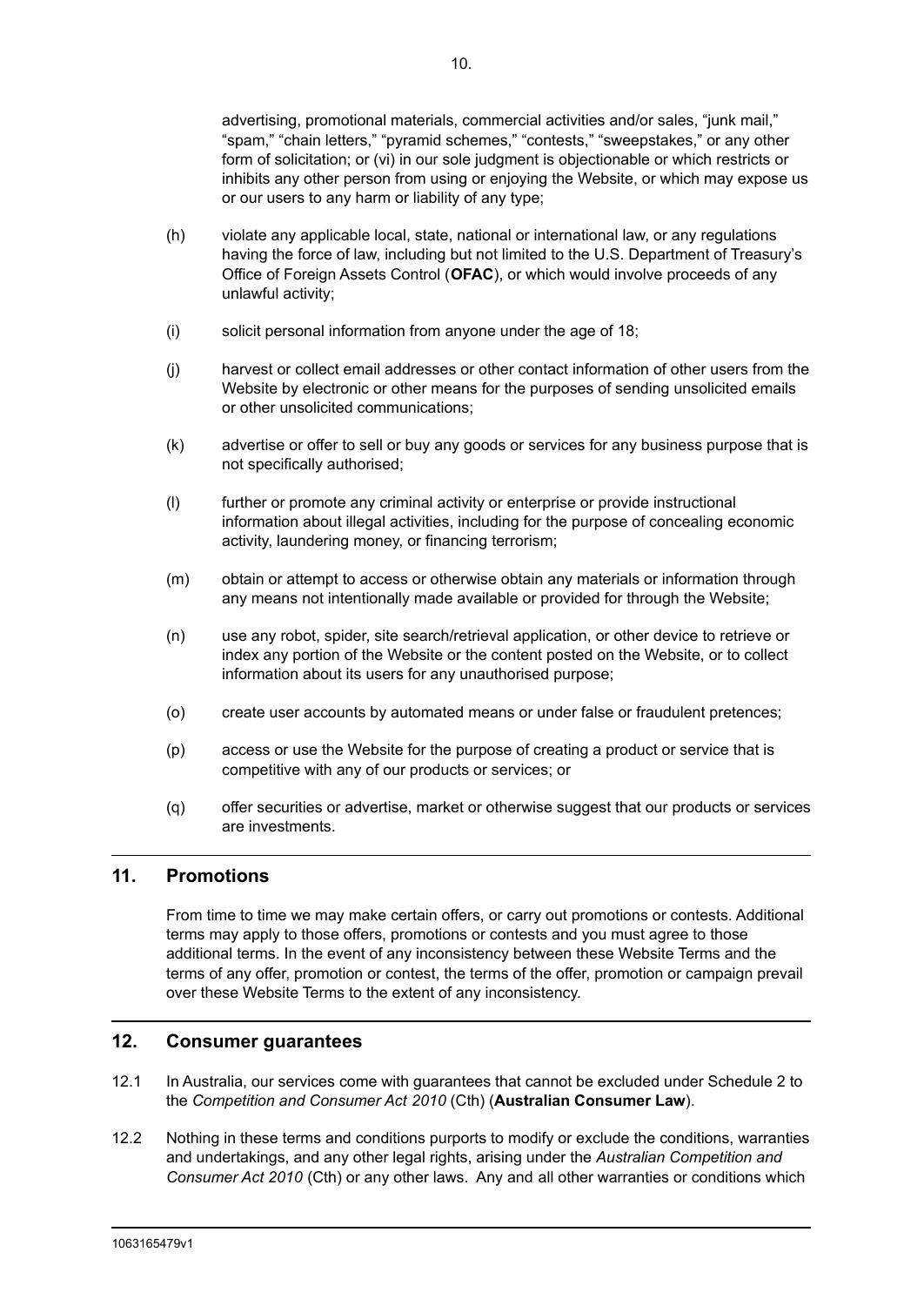advertising, promotional materials, commercial activities and/or sales, "junk mail," "spam," "chain letters," "pyramid schemes," "contests," "sweepstakes," or any other form of solicitation; or (vi) in our sole judgment is objectionable or which restricts or inhibits any other person from using or enjoying the Website, or which may expose us or our users to any harm or liability of any type;

(h) violate any applicable local, state, national or international law, or any regulations having the force of law, including but not limited to the U.S. Department of Treasury's Office of Foreign Assets Control (**OFAC**), or which would involve proceeds of any unlawful activity;

(i) solicit personal information from anyone under the age of 18;

(j) harvest or collect email addresses or other contact information of other users from the Website by electronic or other means for the purposes of sending unsolicited emails or other unsolicited communications;

(k) advertise or offer to sell or buy any goods or services for any business purpose that is not specifically authorised;

(l) further or promote any criminal activity or enterprise or provide instructional information about illegal activities, including for the purpose of concealing economic activity, laundering money, or financing terrorism;

(m) obtain or attempt to access or otherwise obtain any materials or information through any means not intentionally made available or provided for through the Website;

(n) use any robot, spider, site search/retrieval application, or other device to retrieve or index any portion of the Website or the content posted on the Website, or to collect information about its users for any unauthorised purpose;

(o) create user accounts by automated means or under false or fraudulent pretences;

(p) access or use the Website for the purpose of creating a product or service that is competitive with any of our products or services; or

(q) offer securities or advertise, market or otherwise suggest that our products or services are investments.

## 11. Promotions

From time to time we may make certain offers, or carry out promotions or contests. Additional terms may apply to those offers, promotions or contests and you must agree to those additional terms. In the event of any inconsistency between these Website Terms and the terms of any offer, promotion or contest, the terms of the offer, promotion or campaign prevail over these Website Terms to the extent of any inconsistency.

## 12. Consumer guarantees

12.1 In Australia, our services come with guarantees that cannot be excluded under Schedule 2 to the *Competition and Consumer Act 2010* (Cth) (**Australian Consumer Law**).

12.2 Nothing in these terms and conditions purports to modify or exclude the conditions, warranties and undertakings, and any other legal rights, arising under the *Australian Competition and Consumer Act 2010* (Cth) or any other laws. Any and all other warranties or conditions which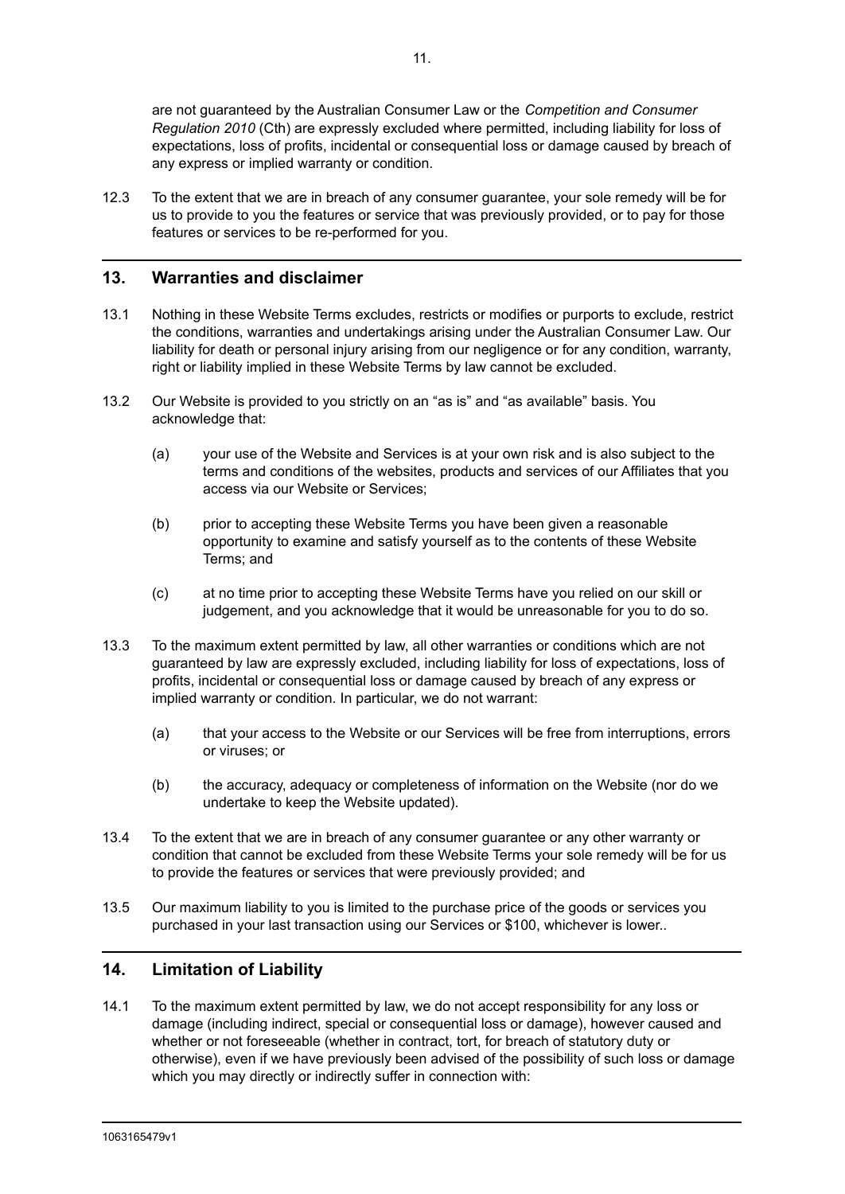are not guaranteed by the Australian Consumer Law or the *Competition and Consumer Regulation 2010* (Cth) are expressly excluded where permitted, including liability for loss of expectations, loss of profits, incidental or consequential loss or damage caused by breach of any express or implied warranty or condition.

12.3 To the extent that we are in breach of any consumer guarantee, your sole remedy will be for us to provide to you the features or service that was previously provided, or to pay for those features or services to be re-performed for you.

## 13. Warranties and disclaimer

13.1 Nothing in these Website Terms excludes, restricts or modifies or purports to exclude, restrict the conditions, warranties and undertakings arising under the Australian Consumer Law. Our liability for death or personal injury arising from our negligence or for any condition, warranty, right or liability implied in these Website Terms by law cannot be excluded.

13.2 Our Website is provided to you strictly on an "as is" and "as available" basis. You acknowledge that:

(a) your use of the Website and Services is at your own risk and is also subject to the terms and conditions of the websites, products and services of our Affiliates that you access via our Website or Services;

(b) prior to accepting these Website Terms you have been given a reasonable opportunity to examine and satisfy yourself as to the contents of these Website Terms; and

(c) at no time prior to accepting these Website Terms have you relied on our skill or judgement, and you acknowledge that it would be unreasonable for you to do so.

13.3 To the maximum extent permitted by law, all other warranties or conditions which are not guaranteed by law are expressly excluded, including liability for loss of expectations, loss of profits, incidental or consequential loss or damage caused by breach of any express or implied warranty or condition. In particular, we do not warrant:

(a) that your access to the Website or our Services will be free from interruptions, errors or viruses; or

(b) the accuracy, adequacy or completeness of information on the Website (nor do we undertake to keep the Website updated).

13.4 To the extent that we are in breach of any consumer guarantee or any other warranty or condition that cannot be excluded from these Website Terms your sole remedy will be for us to provide the features or services that were previously provided; and

13.5 Our maximum liability to you is limited to the purchase price of the goods or services you purchased in your last transaction using our Services or $100, whichever is lower..

## 14. Limitation of Liability

14.1 To the maximum extent permitted by law, we do not accept responsibility for any loss or damage (including indirect, special or consequential loss or damage), however caused and whether or not foreseeable (whether in contract, tort, for breach of statutory duty or otherwise), even if we have previously been advised of the possibility of such loss or damage which you may directly or indirectly suffer in connection with: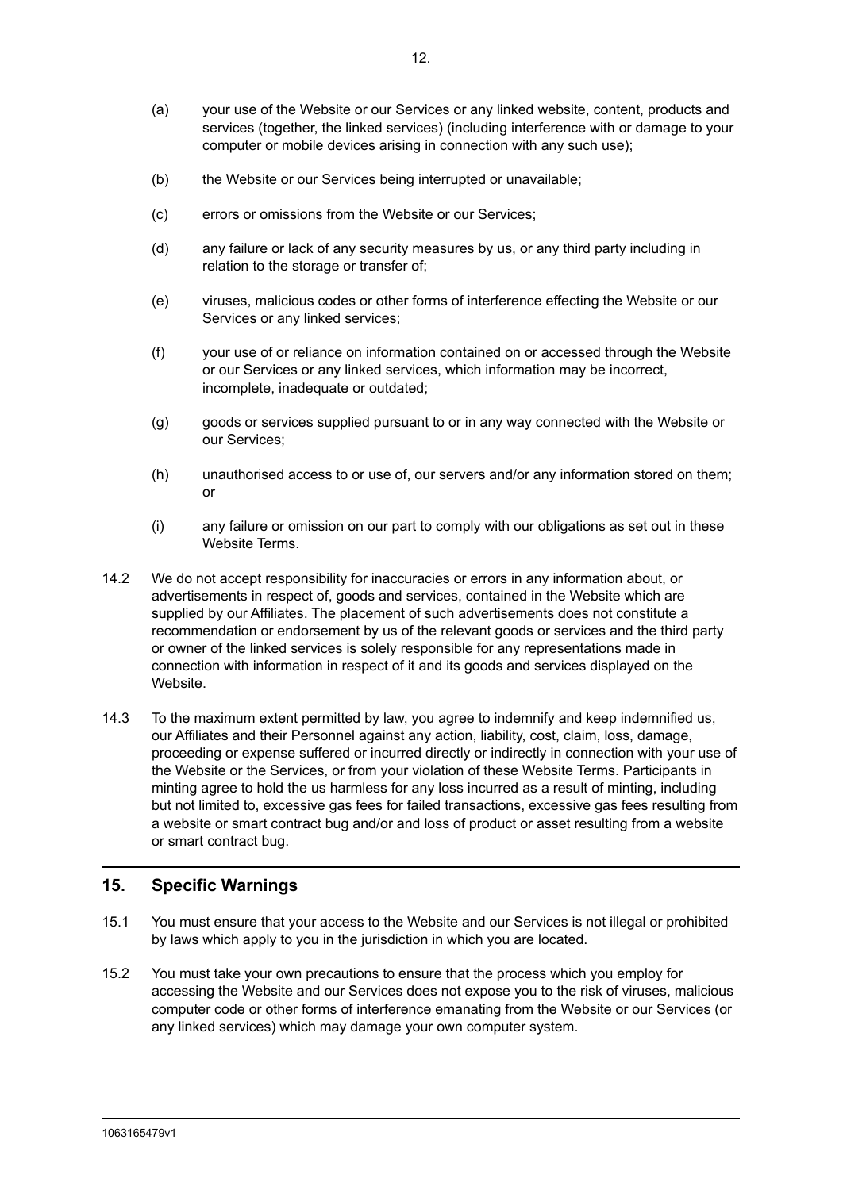(a) your use of the Website or our Services or any linked website, content, products and services (together, the linked services) (including interference with or damage to your computer or mobile devices arising in connection with any such use);

(b) the Website or our Services being interrupted or unavailable;

(c) errors or omissions from the Website or our Services;

(d) any failure or lack of any security measures by us, or any third party including in relation to the storage or transfer of;

(e) viruses, malicious codes or other forms of interference effecting the Website or our Services or any linked services;

(f) your use of or reliance on information contained on or accessed through the Website or our Services or any linked services, which information may be incorrect, incomplete, inadequate or outdated;

(g) goods or services supplied pursuant to or in any way connected with the Website or our Services;

(h) unauthorised access to or use of, our servers and/or any information stored on them; or

(i) any failure or omission on our part to comply with our obligations as set out in these Website Terms.

14.2 We do not accept responsibility for inaccuracies or errors in any information about, or advertisements in respect of, goods and services, contained in the Website which are supplied by our Affiliates. The placement of such advertisements does not constitute a recommendation or endorsement by us of the relevant goods or services and the third party or owner of the linked services is solely responsible for any representations made in connection with information in respect of it and its goods and services displayed on the Website.

14.3 To the maximum extent permitted by law, you agree to indemnify and keep indemnified us, our Affiliates and their Personnel against any action, liability, cost, claim, loss, damage, proceeding or expense suffered or incurred directly or indirectly in connection with your use of the Website or the Services, or from your violation of these Website Terms. Participants in minting agree to hold the us harmless for any loss incurred as a result of minting, including but not limited to, excessive gas fees for failed transactions, excessive gas fees resulting from a website or smart contract bug and/or and loss of product or asset resulting from a website or smart contract bug.

## 15. Specific Warnings

15.1 You must ensure that your access to the Website and our Services is not illegal or prohibited by laws which apply to you in the jurisdiction in which you are located.

15.2 You must take your own precautions to ensure that the process which you employ for accessing the Website and our Services does not expose you to the risk of viruses, malicious computer code or other forms of interference emanating from the Website or our Services (or any linked services) which may damage your own computer system.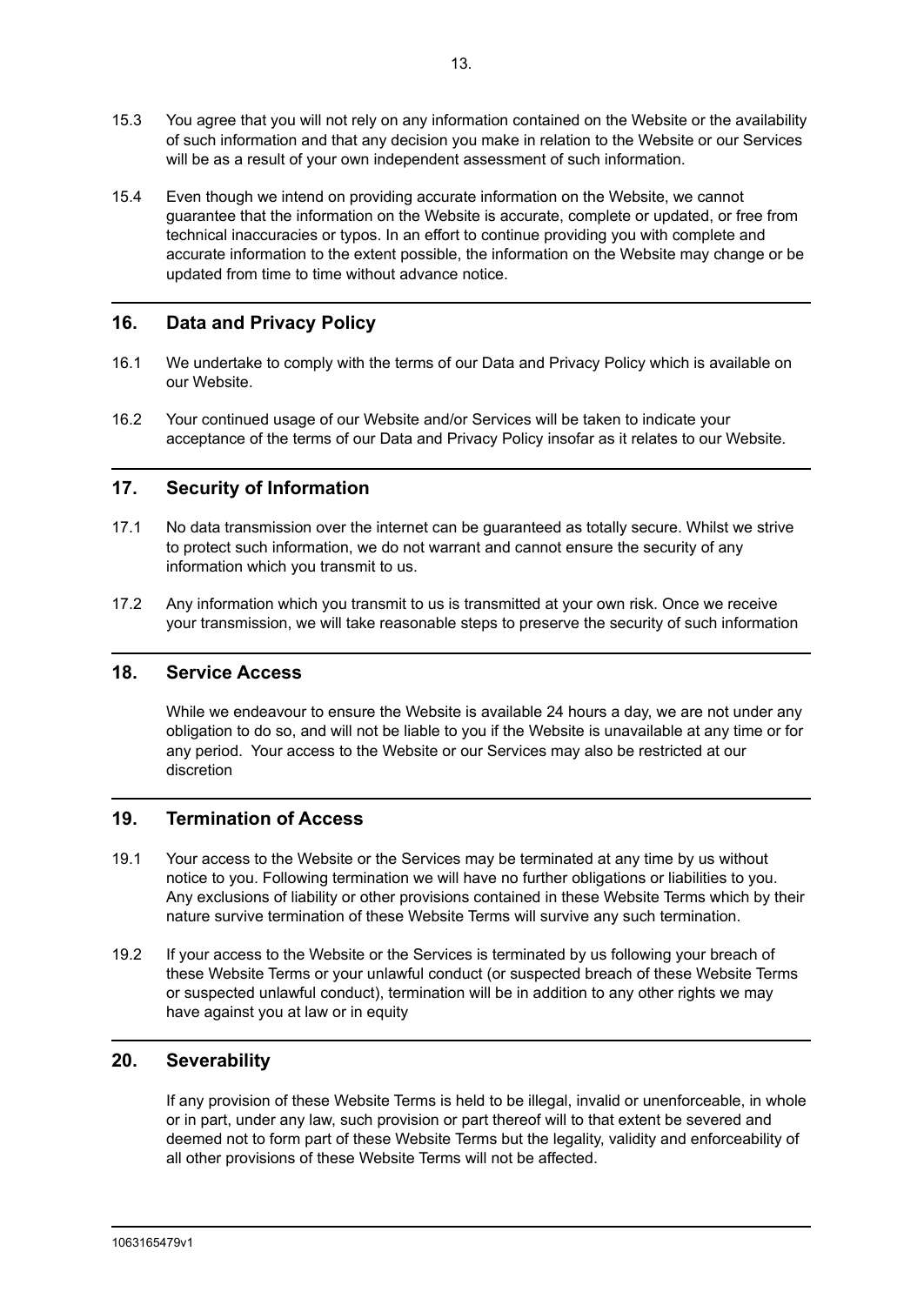15.3 You agree that you will not rely on any information contained on the Website or the availability of such information and that any decision you make in relation to the Website or our Services will be as a result of your own independent assessment of such information.

15.4 Even though we intend on providing accurate information on the Website, we cannot guarantee that the information on the Website is accurate, complete or updated, or free from technical inaccuracies or typos. In an effort to continue providing you with complete and accurate information to the extent possible, the information on the Website may change or be updated from time to time without advance notice.

## 16. Data and Privacy Policy

16.1 We undertake to comply with the terms of our Data and Privacy Policy which is available on our Website.

16.2 Your continued usage of our Website and/or Services will be taken to indicate your acceptance of the terms of our Data and Privacy Policy insofar as it relates to our Website.

## 17. Security of Information

17.1 No data transmission over the internet can be guaranteed as totally secure. Whilst we strive to protect such information, we do not warrant and cannot ensure the security of any information which you transmit to us.

17.2 Any information which you transmit to us is transmitted at your own risk. Once we receive your transmission, we will take reasonable steps to preserve the security of such information

## 18. Service Access

While we endeavour to ensure the Website is available 24 hours a day, we are not under any obligation to do so, and will not be liable to you if the Website is unavailable at any time or for any period. Your access to the Website or our Services may also be restricted at our discretion

## 19. Termination of Access

19.1 Your access to the Website or the Services may be terminated at any time by us without notice to you. Following termination we will have no further obligations or liabilities to you. Any exclusions of liability or other provisions contained in these Website Terms which by their nature survive termination of these Website Terms will survive any such termination.

19.2 If your access to the Website or the Services is terminated by us following your breach of these Website Terms or your unlawful conduct (or suspected breach of these Website Terms or suspected unlawful conduct), termination will be in addition to any other rights we may have against you at law or in equity

## 20. Severability

If any provision of these Website Terms is held to be illegal, invalid or unenforceable, in whole or in part, under any law, such provision or part thereof will to that extent be severed and deemed not to form part of these Website Terms but the legality, validity and enforceability of all other provisions of these Website Terms will not be affected.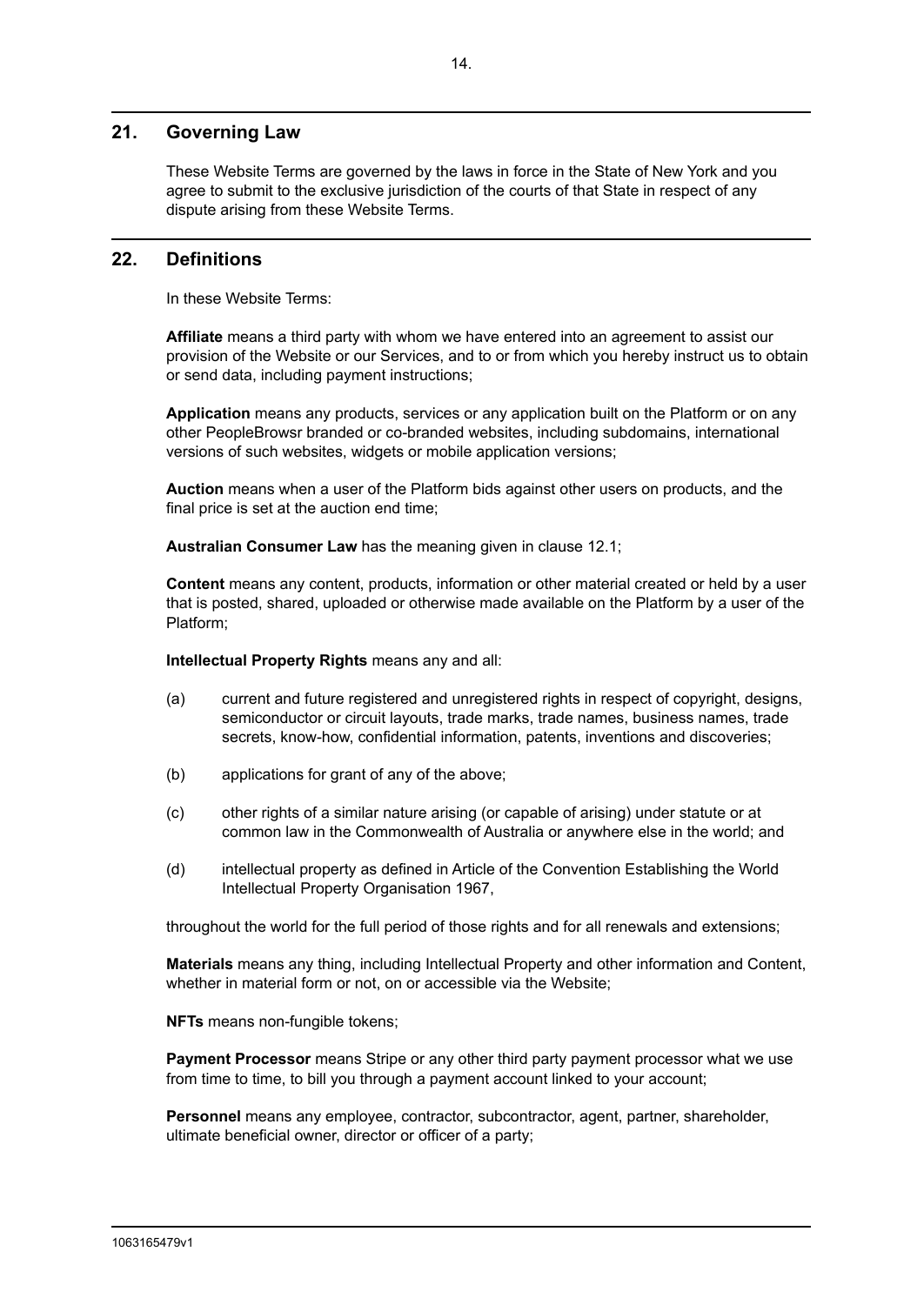## 21. Governing Law

These Website Terms are governed by the laws in force in the State of New York and you agree to submit to the exclusive jurisdiction of the courts of that State in respect of any dispute arising from these Website Terms.

## 22. Definitions

In these Website Terms:

**Affiliate** means a third party with whom we have entered into an agreement to assist our provision of the Website or our Services, and to or from which you hereby instruct us to obtain or send data, including payment instructions;

**Application** means any products, services or any application built on the Platform or on any other PeopleBrowsr branded or co-branded websites, including subdomains, international versions of such websites, widgets or mobile application versions;

**Auction** means when a user of the Platform bids against other users on products, and the final price is set at the auction end time;

**Australian Consumer Law** has the meaning given in clause 12.1;

**Content** means any content, products, information or other material created or held by a user that is posted, shared, uploaded or otherwise made available on the Platform by a user of the Platform;

**Intellectual Property Rights** means any and all:

(a) current and future registered and unregistered rights in respect of copyright, designs, semiconductor or circuit layouts, trade marks, trade names, business names, trade secrets, know-how, confidential information, patents, inventions and discoveries;

(b) applications for grant of any of the above;

(c) other rights of a similar nature arising (or capable of arising) under statute or at common law in the Commonwealth of Australia or anywhere else in the world; and

(d) intellectual property as defined in Article of the Convention Establishing the World Intellectual Property Organisation 1967,

throughout the world for the full period of those rights and for all renewals and extensions;

**Materials** means any thing, including Intellectual Property and other information and Content, whether in material form or not, on or accessible via the Website;

**NFTs** means non-fungible tokens;

**Payment Processor** means Stripe or any other third party payment processor what we use from time to time, to bill you through a payment account linked to your account;

**Personnel** means any employee, contractor, subcontractor, agent, partner, shareholder, ultimate beneficial owner, director or officer of a party;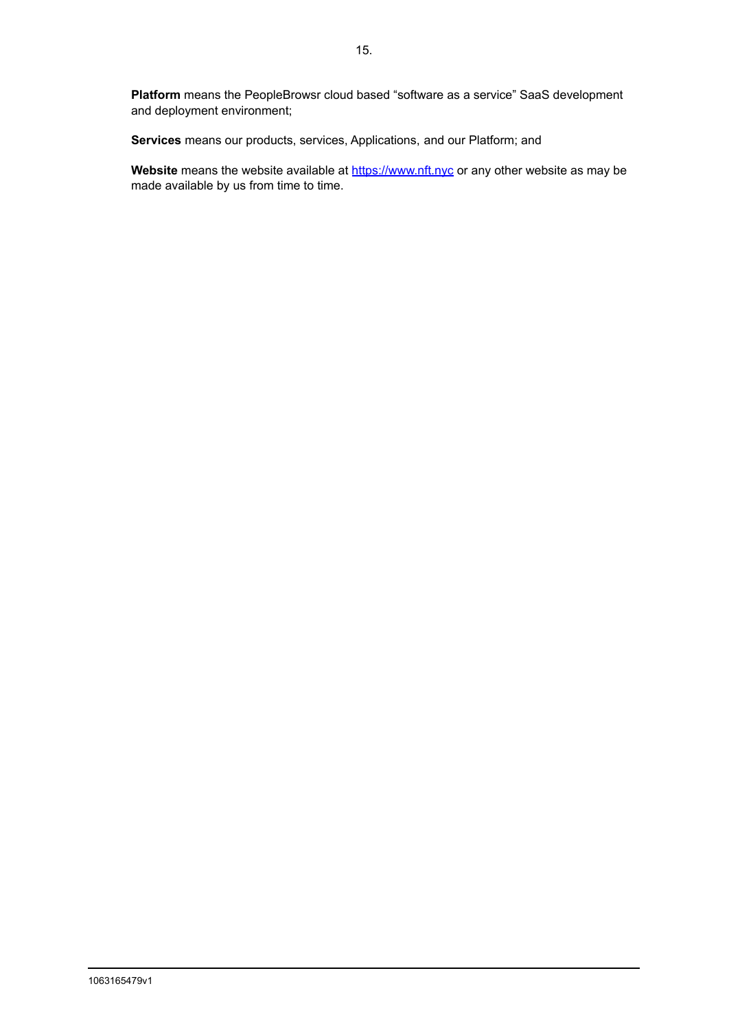**Platform** means the PeopleBrowsr cloud based “software as a service” SaaS development and deployment environment;

**Services** means our products, services, Applications, and our Platform; and

**Website** means the website available at [https://www.nft.nyc](https://www.nft.nyc) or any other website as may be made available by us from time to time.